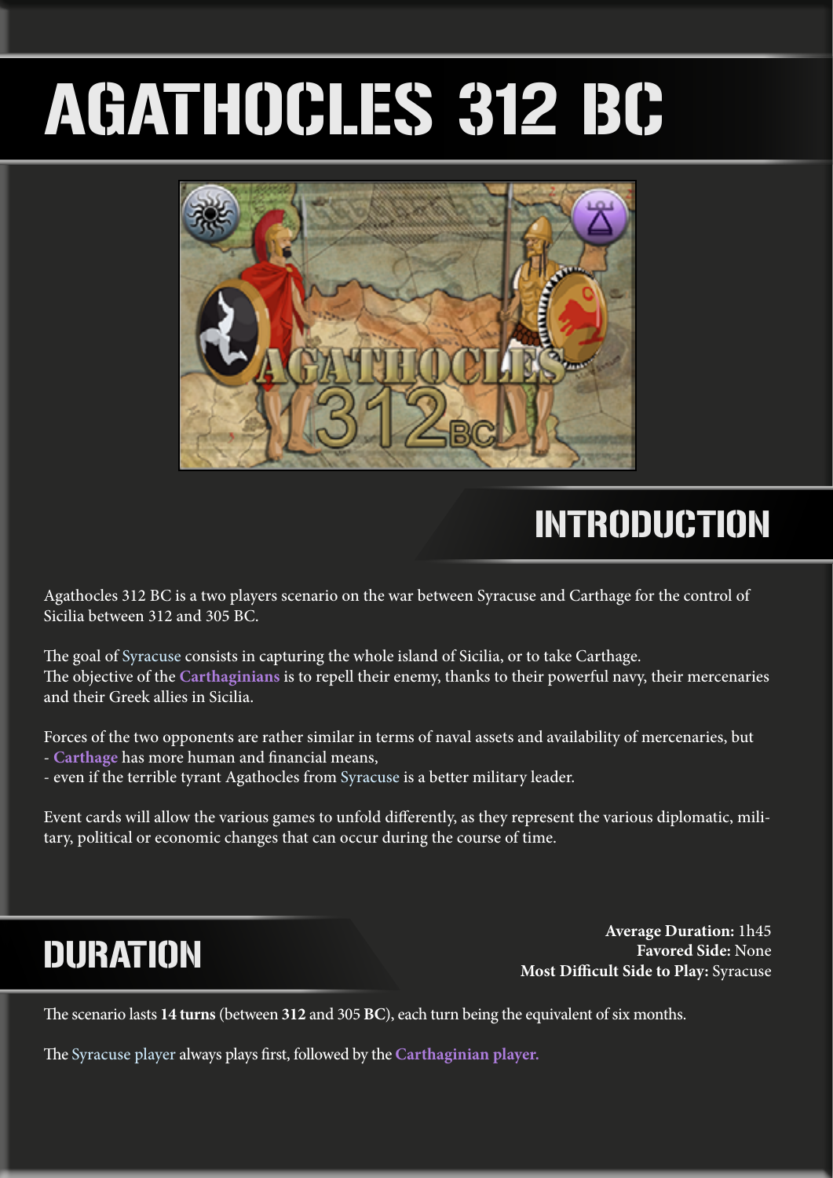# AGATHOCLES 312 BC

## INTRODUCTION

Agathocles 312 BC is a two players scenario on the war between Syracuse and Carthage for the control of Sicilia between 312 and 305 BC.

The goal of Syracuse consists in capturing the whole island of Sicilia, or to take Carthage.
The objective of the **Carthaginians** is to repell their enemy, thanks to their powerful navy, their mercenaries and their Greek allies in Sicilia.

Forces of the two opponents are rather similar in terms of naval assets and availability of mercenaries, but
- **Carthage** has more human and financial means,
- even if the terrible tyrant Agathocles from Syracuse is a better military leader.

Event cards will allow the various games to unfold differently, as they represent the various diplomatic, military, political or economic changes that can occur during the course of time.

## DURATION

**Average Duration:** 1h45
**Favored Side:** None
**Most Difficult Side to Play:** Syracuse

The scenario lasts **14 turns** (between **312** and 305 **BC**), each turn being the equivalent of six months.

The Syracuse player always plays first, followed by the **Carthaginian player.**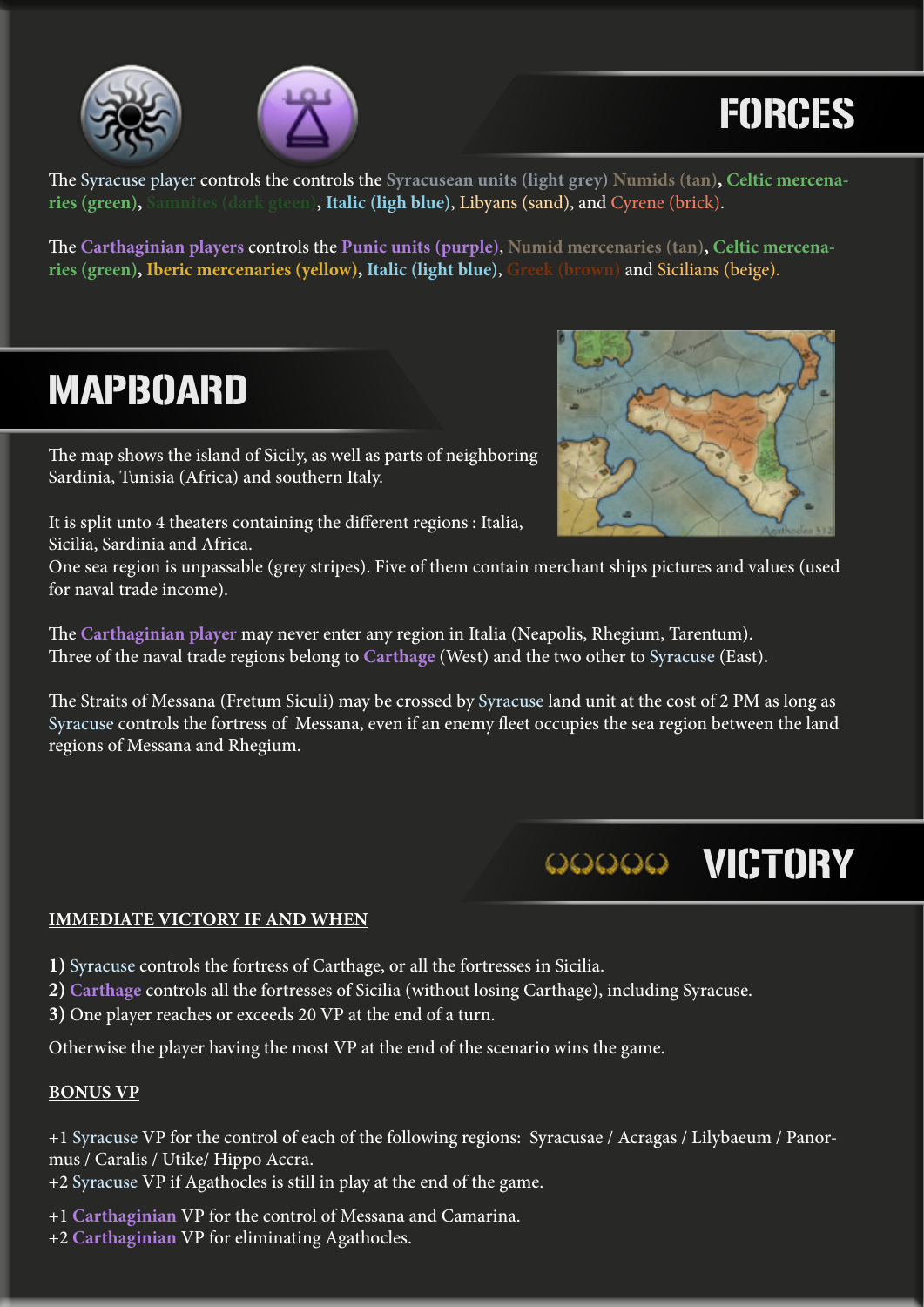# FORCES

The Syracuse player controls the controls the Syracusean units (light grey) Numids (tan), Celtic mercenaries (green), Samnites (dark gteen), Italic (ligh blue), Libyans (sand), and Cyrene (brick).

The Carthaginian players controls the Punic units (purple), Numid mercenaries (tan), Celtic mercenaries (green), Iberic mercenaries (yellow), Italic (light blue), Greek (brown) and Sicilians (beige).

# MAPBOARD

The map shows the island of Sicily, as well as parts of neighboring Sardinia, Tunisia (Africa) and southern Italy.

It is split unto 4 theaters containing the different regions : Italia, Sicilia, Sardinia and Africa.
One sea region is unpassable (grey stripes). Five of them contain merchant ships pictures and values (used for naval trade income).

The Carthaginian player may never enter any region in Italia (Neapolis, Rhegium, Tarentum).
Three of the naval trade regions belong to Carthage (West) and the two other to Syracuse (East).

The Straits of Messana (Fretum Siculi) may be crossed by Syracuse land unit at the cost of 2 PM as long as Syracuse controls the fortress of Messana, even if an enemy fleet occupies the sea region between the land regions of Messana and Rhegium.

# VICTORY

**IMMEDIATE VICTORY IF AND WHEN**

**1)** Syracuse controls the fortress of Carthage, or all the fortresses in Sicilia.
**2)** Carthage controls all the fortresses of Sicilia (without losing Carthage), including Syracuse.
**3)** One player reaches or exceeds 20 VP at the end of a turn.

Otherwise the player having the most VP at the end of the scenario wins the game.

**BONUS VP**

+1 Syracuse VP for the control of each of the following regions: Syracusae / Acragas / Lilybaeum / Panormus / Caralis / Utike/ Hippo Accra.
+2 Syracuse VP if Agathocles is still in play at the end of the game.

+1 Carthaginian VP for the control of Messana and Camarina.
+2 Carthaginian VP for eliminating Agathocles.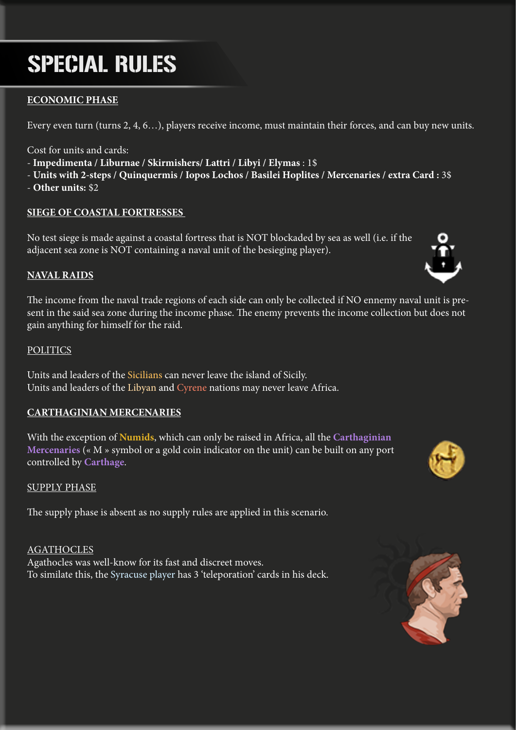# SPECIAL RULES

## ECONOMIC PHASE

Every even turn (turns 2, 4, 6…), players receive income, must maintain their forces, and can buy new units.

Cost for units and cards:
- **Impedimenta / Liburnae / Skirmishers/ Lattri / Libyi / Elymas** : 1$
- **Units with 2-steps / Quinquermis / Iopos Lochos / Basilei Hoplites / Mercenaries / extra Card :** 3$
- **Other units:** $2

## SIEGE OF COASTAL FORTRESSES

No test siege is made against a coastal fortress that is NOT blockaded by sea as well (i.e. if the adjacent sea zone is NOT containing a naval unit of the besieging player).

## NAVAL RAIDS

The income from the naval trade regions of each side can only be collected if NO ennemy naval unit is present in the said sea zone during the income phase. The enemy prevents the income collection but does not gain anything for himself for the raid.

## POLITICS

Units and leaders of the Sicilians can never leave the island of Sicily.
Units and leaders of the Libyan and Cyrene nations may never leave Africa.

## CARTHAGINIAN MERCENARIES

With the exception of **Numids**, which can only be raised in Africa, all the **Carthaginian Mercenaries** (« M » symbol or a gold coin indicator on the unit) can be built on any port controlled by **Carthage**.

## SUPPLY PHASE

The supply phase is absent as no supply rules are applied in this scenario.

## AGATHOCLES

Agathocles was well-know for its fast and discreet moves.
To similate this, the Syracuse player has 3 'teleporation' cards in his deck.